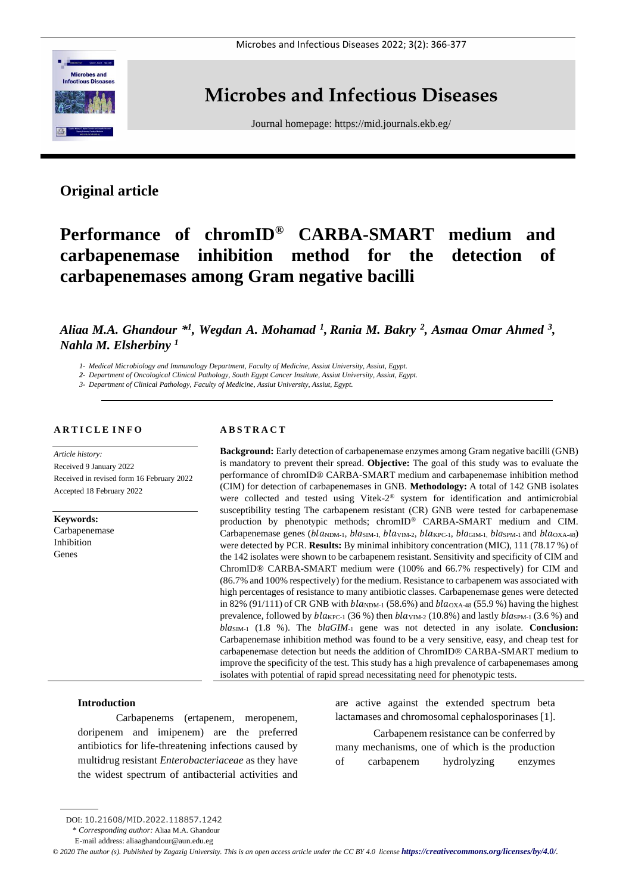# Microbes and Infectious Diseases

Journal homepage: https://mid.journals.ekb.eg/

## Original article

# Performance of chromID® CARBA-SMART medium and carbapenemase inhibition method for the detection of carbapenemases among Gram negative bacilli

***Aliaa M.A. Ghandour *[1], Wegdan A. Mohamad [1], Rania M. Bakry [2], Asmaa Omar Ahmed [3], Nahla M. Elsherbiny [1]***

*1- Medical Microbiology and Immunology Department, Faculty of Medicine, Assiut University, Assiut, Egypt.*

*2- Department of Oncological Clinical Pathology, South Egypt Cancer Institute, Assiut University, Assiut, Egypt.*

*3- Department of Clinical Pathology, Faculty of Medicine, Assiut University, Assiut, Egypt.*

**ARTICLE INFO**

*Article history:*
Received 9 January 2022
Received in revised form 16 February 2022
Accepted 18 February 2022

**Keywords:**
Carbapenemase
Inhibition
Genes

**ABSTRACT**

**Background:** Early detection of carbapenemase enzymes among Gram negative bacilli (GNB) is mandatory to prevent their spread. **Objective:** The goal of this study was to evaluate the performance of chromID® CARBA-SMART medium and carbapenemase inhibition method (CIM) for detection of carbapenemases in GNB. **Methodology:** A total of 142 GNB isolates were collected and tested using Vitek-2® system for identification and antimicrobial susceptibility testing The carbapenem resistant (CR) GNB were tested for carbapenemase production by phenotypic methods; chromID® CARBA-SMART medium and CIM. Carbapenemase genes (*bla*$_{NDM-1}$, *bla*$_{SIM-1}$, *bla*$_{VIM-2}$, *bla*$_{KPC-1}$, *bla*$_{GIM-1}$, *bla*$_{SPM-1}$ and *bla*$_{OXA-48}$) were detected by PCR. **Results:** By minimal inhibitory concentration (MIC), 111 (78.17 %) of the 142 isolates were shown to be carbapenem resistant. Sensitivity and specificity of CIM and ChromID® CARBA-SMART medium were (100% and 66.7% respectively) for CIM and (86.7% and 100% respectively) for the medium. Resistance to carbapenem was associated with high percentages of resistance to many antibiotic classes. Carbapenemase genes were detected in 82% (91/111) of CR GNB with *bla*$_{NDM-1}$ (58.6%) and *bla*$_{OXA-48}$ (55.9 %) having the highest prevalence, followed by *bla*$_{KPC-1}$ (36 %) then *bla*$_{VIM-2}$ (10.8%) and lastly *bla*$_{SPM-1}$ (3.6 %) and *bla*$_{SIM-1}$ (1.8 %). The *blaGIM*$_{-1}$ gene was not detected in any isolate. **Conclusion:** Carbapenemase inhibition method was found to be a very sensitive, easy, and cheap test for carbapenemase detection but needs the addition of ChromID® CARBA-SMART medium to improve the specificity of the test. This study has a high prevalence of carbapenemases among isolates with potential of rapid spread necessitating need for phenotypic tests.

### Introduction

Carbapenems (ertapenem, meropenem, doripenem and imipenem) are the preferred antibiotics for life-threatening infections caused by multidrug resistant *Enterobacteriaceae* as they have the widest spectrum of antibacterial activities and are active against the extended spectrum beta lactamases and chromosomal cephalosporinases [1].

Carbapenem resistance can be conferred by many mechanisms, one of which is the production of carbapenem hydrolyzing enzymes

DOI: 10.21608/MID.2022.118857.1242

* *Corresponding author:* Aliaa M.A. Ghandour

E-mail address: aliaaghandour@aun.edu.eg

*© 2020 The author (s). Published by Zagazig University. This is an open access article under the CC BY 4.0 license* ***https://creativecommons.org/licenses/by/4.0/.***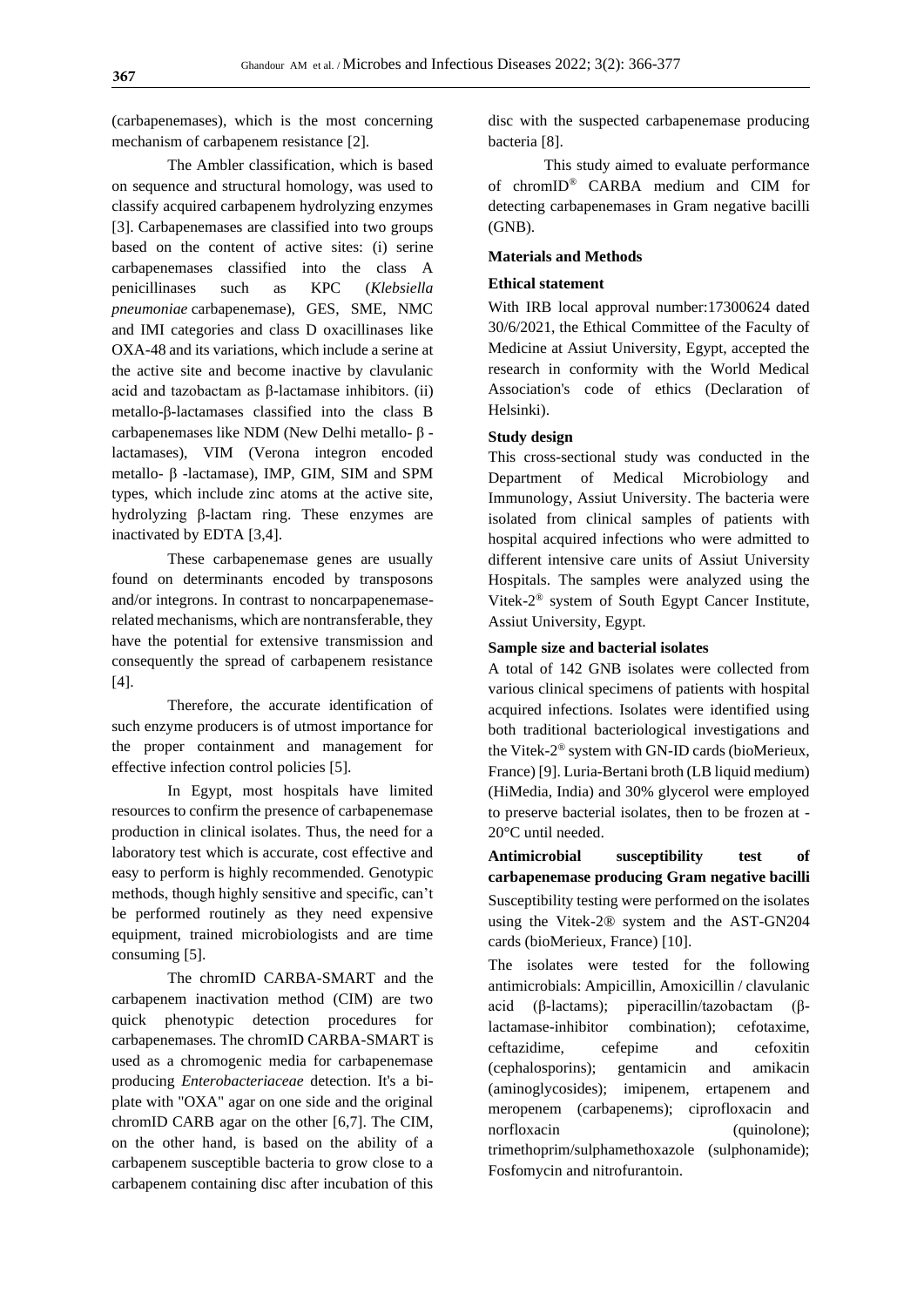(carbapenemases), which is the most concerning mechanism of carbapenem resistance [2].

The Ambler classification, which is based on sequence and structural homology, was used to classify acquired carbapenem hydrolyzing enzymes [3]. Carbapenemases are classified into two groups based on the content of active sites: (i) serine carbapenemases classified into the class A penicillinases such as KPC (*Klebsiella pneumoniae* carbapenemase), GES, SME, NMC and IMI categories and class D oxacillinases like OXA-48 and its variations, which include a serine at the active site and become inactive by clavulanic acid and tazobactam as β-lactamase inhibitors. (ii) metallo-β-lactamases classified into the class B carbapenemases like NDM (New Delhi metallo- β - lactamases), VIM (Verona integron encoded metallo- β -lactamase), IMP, GIM, SIM and SPM types, which include zinc atoms at the active site, hydrolyzing β-lactam ring. These enzymes are inactivated by EDTA [3,4].

These carbapenemase genes are usually found on determinants encoded by transposons and/or integrons. In contrast to noncarpapenemase-related mechanisms, which are nontransferable, they have the potential for extensive transmission and consequently the spread of carbapenem resistance [4].

Therefore, the accurate identification of such enzyme producers is of utmost importance for the proper containment and management for effective infection control policies [5].

In Egypt, most hospitals have limited resources to confirm the presence of carbapenemase production in clinical isolates. Thus, the need for a laboratory test which is accurate, cost effective and easy to perform is highly recommended. Genotypic methods, though highly sensitive and specific, can't be performed routinely as they need expensive equipment, trained microbiologists and are time consuming [5].

The chromID CARBA-SMART and the carbapenem inactivation method (CIM) are two quick phenotypic detection procedures for carbapenemases. The chromID CARBA-SMART is used as a chromogenic media for carbapenemase producing *Enterobacteriaceae* detection. It's a bi-plate with "OXA" agar on one side and the original chromID CARB agar on the other [6,7]. The CIM, on the other hand, is based on the ability of a carbapenem susceptible bacteria to grow close to a carbapenem containing disc after incubation of this disc with the suspected carbapenemase producing bacteria [8].

This study aimed to evaluate performance of chromID® CARBA medium and CIM for detecting carbapenemases in Gram negative bacilli (GNB).

## Materials and Methods

### Ethical statement

With IRB local approval number:17300624 dated 30/6/2021, the Ethical Committee of the Faculty of Medicine at Assiut University, Egypt, accepted the research in conformity with the World Medical Association's code of ethics (Declaration of Helsinki).

### Study design

This cross-sectional study was conducted in the Department of Medical Microbiology and Immunology, Assiut University. The bacteria were isolated from clinical samples of patients with hospital acquired infections who were admitted to different intensive care units of Assiut University Hospitals. The samples were analyzed using the Vitek-2® system of South Egypt Cancer Institute, Assiut University, Egypt.

### Sample size and bacterial isolates

A total of 142 GNB isolates were collected from various clinical specimens of patients with hospital acquired infections. Isolates were identified using both traditional bacteriological investigations and the Vitek-2® system with GN-ID cards (bioMerieux, France) [9]. Luria-Bertani broth (LB liquid medium) (HiMedia, India) and 30% glycerol were employed to preserve bacterial isolates, then to be frozen at -20°C until needed.

### Antimicrobial susceptibility test of carbapenemase producing Gram negative bacilli

Susceptibility testing were performed on the isolates using the Vitek-2® system and the AST-GN204 cards (bioMerieux, France) [10].

The isolates were tested for the following antimicrobials: Ampicillin, Amoxicillin / clavulanic acid (β-lactams); piperacillin/tazobactam (β-lactamase-inhibitor combination); cefotaxime, ceftazidime, cefepime and cefoxitin (cephalosporins); gentamicin and amikacin (aminoglycosides); imipenem, ertapenem and meropenem (carbapenems); ciprofloxacin and norfloxacin (quinolone); trimethoprim/sulphamethoxazole (sulphonamide); Fosfomycin and nitrofurantoin.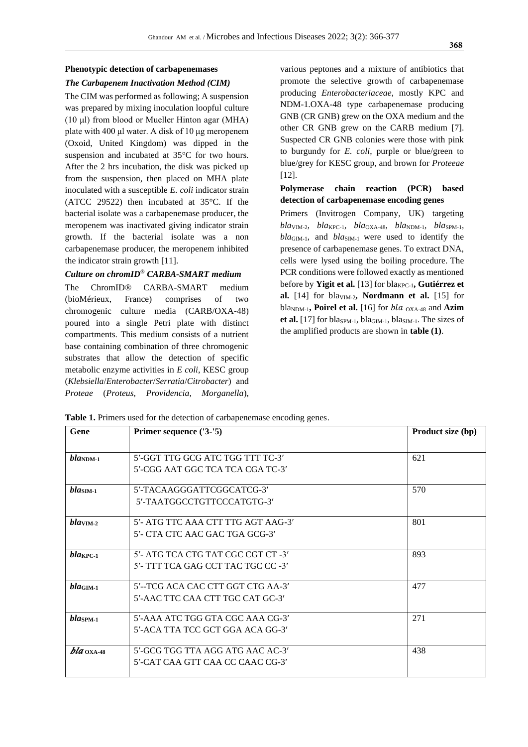### Phenotypic detection of carbapenemases

#### *The Carbapenem Inactivation Method (CIM)*

The CIM was performed as following; A suspension was prepared by mixing inoculation loopful culture (10 µl) from blood or Mueller Hinton agar (MHA) plate with 400 µl water. A disk of 10 µg meropenem (Oxoid, United Kingdom) was dipped in the suspension and incubated at 35°C for two hours. After the 2 hrs incubation, the disk was picked up from the suspension, then placed on MHA plate inoculated with a susceptible *E. coli* indicator strain (ATCC 29522) then incubated at 35°C. If the bacterial isolate was a carbapenemase producer, the meropenem was inactivated giving indicator strain growth. If the bacterial isolate was a non carbapenemase producer, the meropenem inhibited the indicator strain growth [11].

#### *Culture on chromID® CARBA-SMART medium*

The ChromID® CARBA-SMART medium (bioMérieux, France) comprises of two chromogenic culture media (CARB/OXA-48) poured into a single Petri plate with distinct compartments. This medium consists of a nutrient base containing combination of three chromogenic substrates that allow the detection of specific metabolic enzyme activities in *E coli*, KESC group (*Klebsiella*/*Enterobacter*/*Serratia*/*Citrobacter*) and *Proteae* (*Proteus, Providencia, Morganella*), various peptones and a mixture of antibiotics that promote the selective growth of carbapenemase producing *Enterobacteriaceae*, mostly KPC and NDM-1.OXA-48 type carbapenemase producing GNB (CR GNB) grew on the OXA medium and the other CR GNB grew on the CARB medium [7]. Suspected CR GNB colonies were those with pink to burgundy for *E. coli*, purple or blue/green to blue/grey for KESC group, and brown for *Proteeae* [12].

### Polymerase chain reaction (PCR) based detection of carbapenemase encoding genes

Primers (Invitrogen Company, UK) targeting $bla_{VIM-2}$, $bla_{KPC-1}$, $bla_{OXA-48}$, $bla_{NDM-1}$, $bla_{SPM-1}$, $bla_{GIM-1}$, and $bla_{SIM-1}$ were used to identify the presence of carbapenemase genes. To extract DNA, cells were lysed using the boiling procedure. The PCR conditions were followed exactly as mentioned before by **Yigit et al.** [13] for $bla_{KPC-1}$**, Gutiérrez et al.** [14] for $bla_{VIM-2}$**, Nordmann et al.** [15] for $bla_{NDM-1}$**, Poirel et al.** [16] for $bla_{OXA-48}$ and **Azim et al.** [17] for $bla_{SPM-1}$, $bla_{GIM-1}$, $bla_{SIM-1}$. The sizes of the amplified products are shown in **table (1)**.

**Table 1.** Primers used for the detection of carbapenemase encoding genes.

| Gene | Primer sequence ('3-'5) | Product size (bp) |
|---|---|---|
| $bla_{NDM-1}$ | 5′-GGT TTG GCG ATC TGG TTT TC-3′<br>5′-CGG AAT GGC TCA TCA CGA TC-3′ | 621 |
| $bla_{SIM-1}$ | 5′-TACAAGGGATTCGGCATCG-3′<br>5′-TAATGGCCTGTTCCCATGTG-3′ | 570 |
| $bla_{VIM-2}$ | 5′- ATG TTC AAA CTT TTG AGT AAG-3′<br>5′- CTA CTC AAC GAC TGA GCG-3′ | 801 |
| $bla_{KPC-1}$ | 5′- ATG TCA CTG TAT CGC CGT CT -3′<br>5′- TTT TCA GAG CCT TAC TGC CC -3′ | 893 |
| $bla_{GIM-1}$ | 5′--TCG ACA CAC CTT GGT CTG AA-3′<br>5′-AAC TTC CAA CTT TGC CAT GC-3′ | 477 |
| $bla_{SPM-1}$ | 5′-AAA ATC TGG GTA CGC AAA CG-3′<br>5′-ACA TTA TCC GCT GGA ACA GG-3′ | 271 |
| $bla_{OXA-48}$ | 5′-GCG TGG TTA AGG ATG AAC AC-3′<br>5′-CAT CAA GTT CAA CC CAAC CG-3′ | 438 |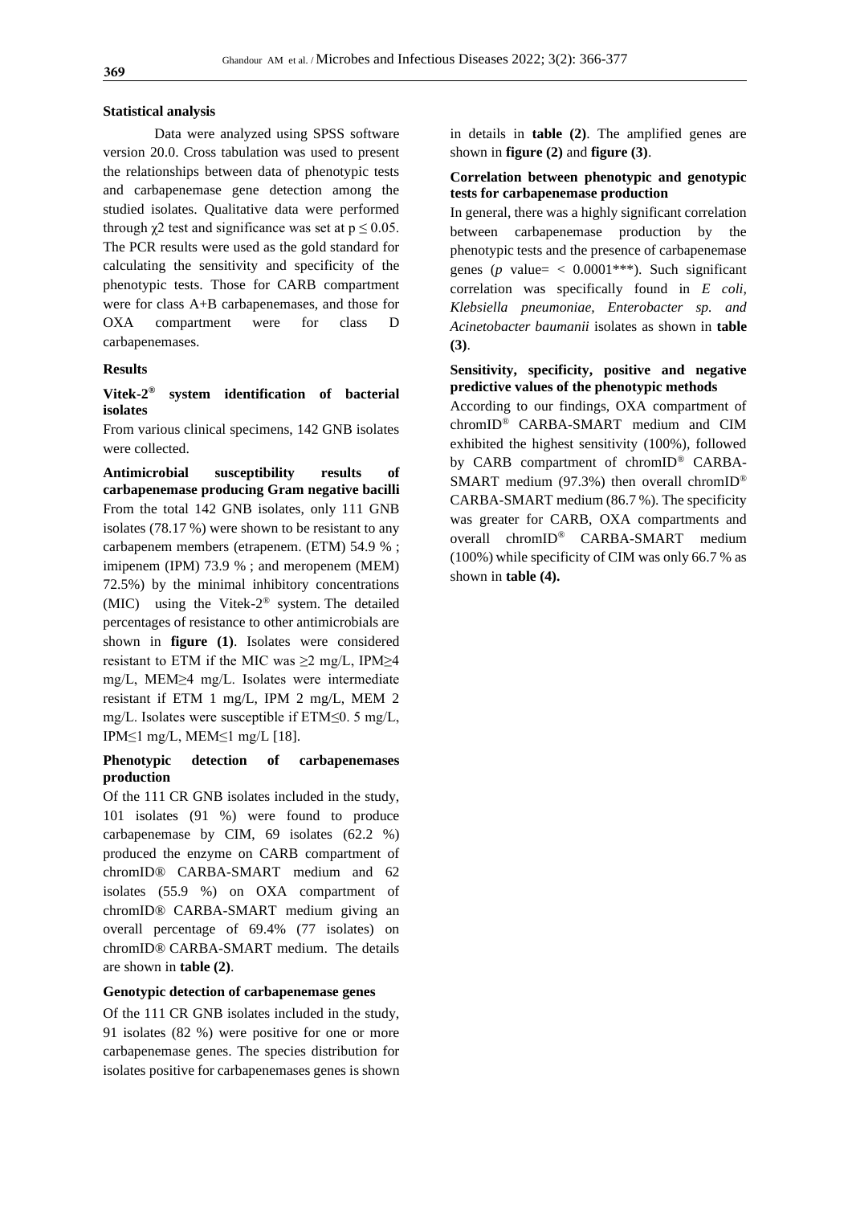### Statistical analysis

Data were analyzed using SPSS software version 20.0. Cross tabulation was used to present the relationships between data of phenotypic tests and carbapenemase gene detection among the studied isolates. Qualitative data were performed through $\chi 2$ test and significance was set at $p \leq 0.05$. The PCR results were used as the gold standard for calculating the sensitivity and specificity of the phenotypic tests. Those for CARB compartment were for class A+B carbapenemases, and those for OXA compartment were for class D carbapenemases.

### Results

**Vitek-2® system identification of bacterial isolates**

From various clinical specimens, 142 GNB isolates were collected.

**Antimicrobial susceptibility results of carbapenemase producing Gram negative bacilli**

From the total 142 GNB isolates, only 111 GNB isolates (78.17 %) were shown to be resistant to any carbapenem members (etrapenem. (ETM) 54.9 % ; imipenem (IPM) 73.9 % ; and meropenem (MEM) 72.5%) by the minimal inhibitory concentrations (MIC) using the Vitek-2® system. The detailed percentages of resistance to other antimicrobials are shown in **figure (1)**. Isolates were considered resistant to ETM if the MIC was ≥2 mg/L, IPM≥4 mg/L, MEM≥4 mg/L. Isolates were intermediate resistant if ETM 1 mg/L, IPM 2 mg/L, MEM 2 mg/L. Isolates were susceptible if ETM≤0. 5 mg/L, IPM≤1 mg/L, MEM≤1 mg/L [18].

**Phenotypic detection of carbapenemases production**

Of the 111 CR GNB isolates included in the study, 101 isolates (91 %) were found to produce carbapenemase by CIM, 69 isolates (62.2 %) produced the enzyme on CARB compartment of chromID® CARBA-SMART medium and 62 isolates (55.9 %) on OXA compartment of chromID® CARBA-SMART medium giving an overall percentage of 69.4% (77 isolates) on chromID® CARBA-SMART medium. The details are shown in **table (2)**.

**Genotypic detection of carbapenemase genes**

Of the 111 CR GNB isolates included in the study, 91 isolates (82 %) were positive for one or more carbapenemase genes. The species distribution for isolates positive for carbapenemases genes is shown in details in **table (2)**. The amplified genes are shown in **figure (2)** and **figure (3)**.

**Correlation between phenotypic and genotypic tests for carbapenemase production**

In general, there was a highly significant correlation between carbapenemase production by the phenotypic tests and the presence of carbapenemase genes (*p* value= < 0.0001***). Such significant correlation was specifically found in *E coli, Klebsiella pneumoniae, Enterobacter sp. and Acinetobacter baumanii* isolates as shown in **table (3)**.

**Sensitivity, specificity, positive and negative predictive values of the phenotypic methods**

According to our findings, OXA compartment of chromID® CARBA-SMART medium and CIM exhibited the highest sensitivity (100%), followed by CARB compartment of chromID® CARBA-SMART medium (97.3%) then overall chromID® CARBA-SMART medium (86.7 %). The specificity was greater for CARB, OXA compartments and overall chromID® CARBA-SMART medium (100%) while specificity of CIM was only 66.7 % as shown in **table (4).**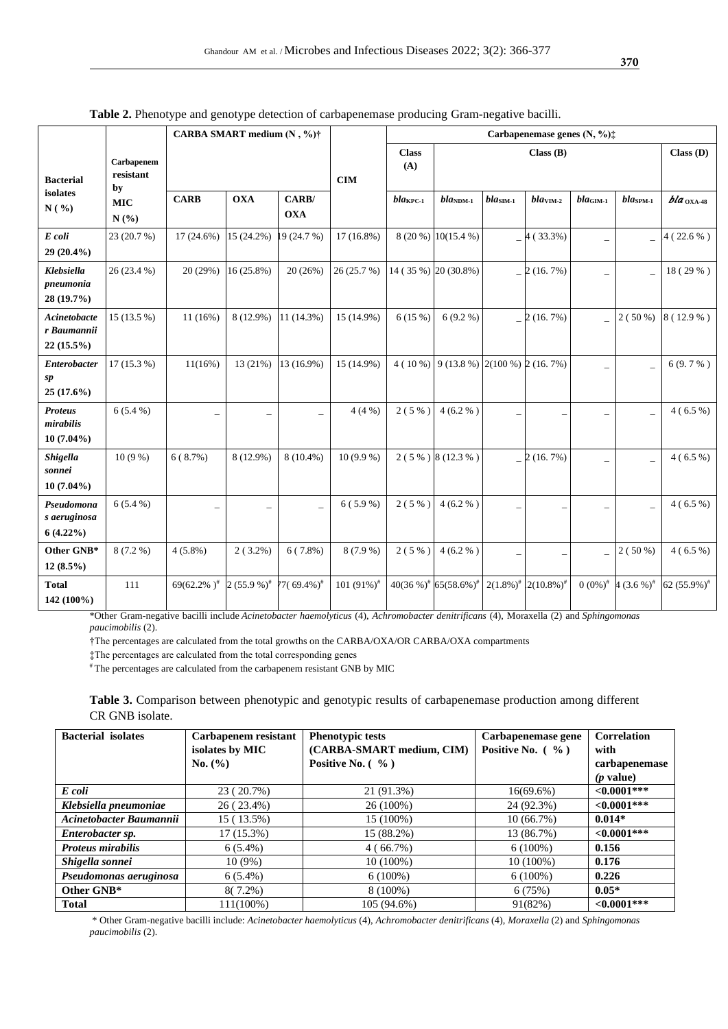**Table 2.** Phenotype and genotype detection of carbapenemase producing Gram-negative bacilli.

| Bacterial isolates N (%) | Carbapenem resistant by MIC N (%) | CARBA SMART medium (N , %)† | | | CIM | Carbapenemase genes (N, %)‡ | | | | | | |
|---|---|---|---|---|---|---|---|---|---|---|---|---|
| | | | | | | Class (A) | Class (B) | | | | | Class (D) |
| | | CARB | OXA | CARB/ OXA | | $bla_{KPC-1}$ | $bla_{NDM-1}$ | $bla_{SIM-1}$ | $bla_{VIM-2}$ | $bla_{GIM-1}$ | $bla_{SPM-1}$ | $bla_{OXA-48}$ |
| *E coli* 29 (20.4%) | 23 (20.7 %) | 17 (24.6%) | 15 (24.2%) | 19 (24.7 %) | 17 (16.8%) | 8 (20 %) | 10(15.4 %) | _ | 4 ( 33.3%) | _ | _ | 4 ( 22.6 % ) |
| *Klebsiella pneumonia* 28 (19.7%) | 26 (23.4 %) | 20 (29%) | 16 (25.8%) | 20 (26%) | 26 (25.7 %) | 14 ( 35 %) | 20 (30.8%) | _ | 2 (16. 7%) | _ | _ | 18 ( 29 % ) |
| *Acinetobacter Baumannii* 22 (15.5%) | 15 (13.5 %) | 11 (16%) | 8 (12.9%) | 11 (14.3%) | 15 (14.9%) | 6 (15 %) | 6 (9.2 %) | _ | 2 (16. 7%) | _ | 2 ( 50 %) | 8 ( 12.9 % ) |
| *Enterobacter sp* 25 (17.6%) | 17 (15.3 %) | 11(16%) | 13 (21%) | 13 (16.9%) | 15 (14.9%) | 4 ( 10 %) | 9 (13.8 %) | 2(100 %) | 2 (16. 7%) | _ | _ | 6 (9. 7 % ) |
| *Proteus mirabilis* 10 (7.04%) | 6 (5.4 %) | _ | _ | _ | 4 (4 %) | 2 ( 5 % ) | 4 (6.2 % ) | _ | _ | _ | _ | 4 ( 6.5 %) |
| *Shigella sonnei* 10 (7.04%) | 10 (9 %) | 6 ( 8.7%) | 8 (12.9%) | 8 (10.4%) | 10 (9.9 %) | 2 ( 5 % ) | 8 (12.3 % ) | _ | 2 (16. 7%) | _ | _ | 4 ( 6.5 %) |
| *Pseudomonas aeruginosa* 6 (4.22%) | 6 (5.4 %) | _ | _ | _ | 6 ( 5.9 % ) | 2 ( 5 % ) | 4 (6.2 % ) | _ | _ | _ | _ | 4 ( 6.5 %) |
| **Other GNB*** 12 (8.5%) | 8 (7.2 %) | 4 (5.8%) | 2 ( 3.2%) | 6 ( 7.8%) | 8 (7.9 %) | 2 ( 5 % ) | 4 (6.2 % ) | _ | _ | _ | 2 ( 50 %) | 4 ( 6.5 %) |
| **Total** 142 (100%) | 111 | 69(62.2% )[#] | 2 (55.9 %)[#] | 77( 69.4%)[#] | 101 (91%)[#] | 40(36 %)[#] | 65(58.6%)[#] | 2(1.8%)[#] | 2(10.8%)[#] | 0 (0%)[#] | 4 (3.6 %)[#] | 62 (55.9%)[#] |

*Other Gram-negative bacilli include *Acinetobacter haemolyticus* (4), *Achromobacter denitrificans* (4), Moraxella (2) and *Sphingomonas paucimobilis* (2).

†The percentages are calculated from the total growths on the CARBA/OXA/OR CARBA/OXA compartments

‡The percentages are calculated from the total corresponding genes

[#] The percentages are calculated from the carbapenem resistant GNB by MIC

**Table 3.** Comparison between phenotypic and genotypic results of carbapenemase production among different CR GNB isolate.

| Bacterial isolates | Carbapenem resistant isolates by MIC No. (%) | Phenotypic tests (CARBA-SMART medium, CIM) Positive No. ( % ) | Carbapenemase gene Positive No. ( % ) | Correlation with carbapenemase (*p* value) |
|---|---|---|---|---|
| *E coli* | 23 ( 20.7%) | 21 (91.3%) | 16(69.6%) | **<0.0001*** ** |
| *Klebsiella pneumoniae* | 26 ( 23.4%) | 26 (100%) | 24 (92.3%) | **<0.0001*** ** |
| *Acinetobacter Baumannii* | 15 ( 13.5%) | 15 (100%) | 10 (66.7%) | **0.014*** |
| *Enterobacter sp.* | 17 (15.3%) | 15 (88.2%) | 13 (86.7%) | **<0.0001*** ** |
| *Proteus mirabilis* | 6 (5.4%) | 4 ( 66.7%) | 6 (100%) | **0.156** |
| *Shigella sonnei* | 10 (9%) | 10 (100%) | 10 (100%) | **0.176** |
| *Pseudomonas aeruginosa* | 6 (5.4%) | 6 (100%) | 6 (100%) | **0.226** |
| **Other GNB*** | 8( 7.2%) | 8 (100%) | 6 (75%) | **0.05*** |
| **Total** | 111(100%) | 105 (94.6%) | 91(82%) | **<0.0001*** ** |

\* Other Gram-negative bacilli include: *Acinetobacter haemolyticus* (4), *Achromobacter denitrificans* (4), *Moraxella* (2) and *Sphingomonas paucimobilis* (2).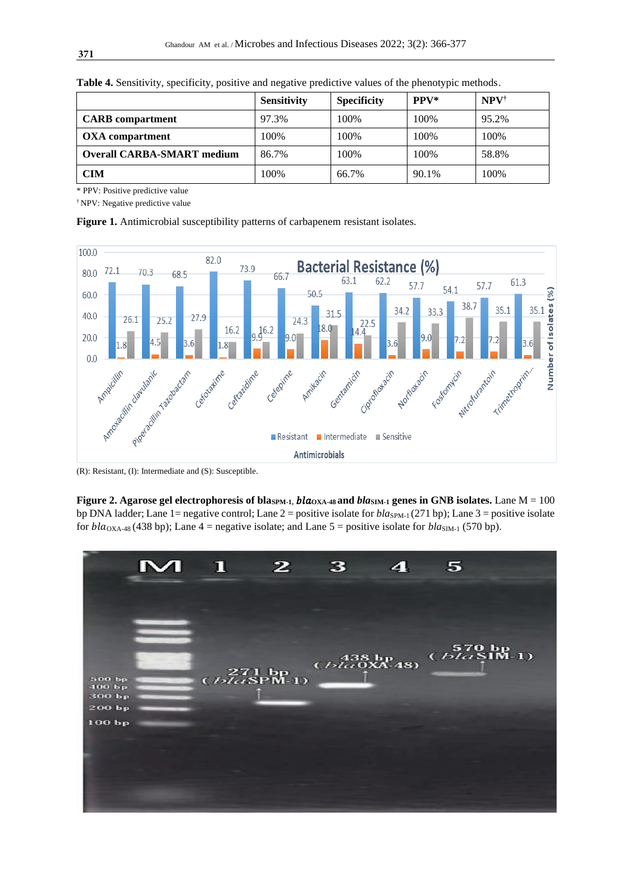**Table 4.** Sensitivity, specificity, positive and negative predictive values of the phenotypic methods.

| | Sensitivity | Specificity | PPV* | NPV[†] |
|---|---|---|---|---|
| **CARB compartment** | 97.3% | 100% | 100% | 95.2% |
| **OXA compartment** | 100% | 100% | 100% | 100% |
| **Overall CARBA-SMART medium** | 86.7% | 100% | 100% | 58.8% |
| **CIM** | 100% | 66.7% | 90.1% | 100% |

\* PPV: Positive predictive value

[†] NPV: Negative predictive value

**Figure 1.** Antimicrobial susceptibility patterns of carbapenem resistant isolates.

(R): Resistant, (I): Intermediate and (S): Susceptible.

**Figure 2. Agarose gel electrophoresis of bla$_{SPM-1}$, *bla*$_{OXA-48}$ and *bla*$_{SIM-1}$ genes in GNB isolates.** Lane M = 100 bp DNA ladder; Lane 1= negative control; Lane 2 = positive isolate for *bla*$_{SPM-1}$ (271 bp); Lane 3 = positive isolate for *bla*$_{OXA-48}$ (438 bp); Lane 4 = negative isolate; and Lane 5 = positive isolate for *bla*$_{SIM-1}$ (570 bp).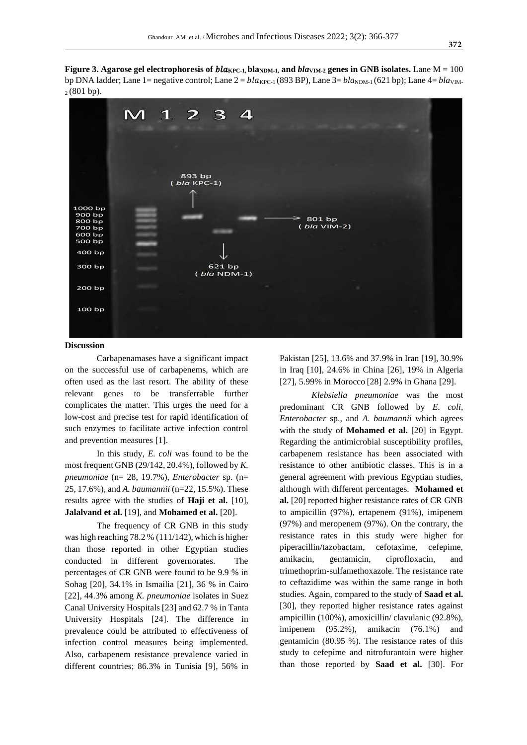**Figure 3. Agarose gel electrophoresis of *bla*$_{KPC-1}$, bla$_{NDM-1}$, and *bla*$_{VIM-2}$ genes in GNB isolates.** Lane M = 100 bp DNA ladder; Lane 1= negative control; Lane 2 = *bla*$_{KPC-1}$ (893 BP), Lane 3= *bla*$_{NDM-1}$ (621 bp); Lane 4= *bla*$_{VIM-2}$ (801 bp).

**Discussion**

Carbapenamases have a significant impact on the successful use of carbapenems, which are often used as the last resort. The ability of these relevant genes to be transferrable further complicates the matter. This urges the need for a low-cost and precise test for rapid identification of such enzymes to facilitate active infection control and prevention measures [1].

In this study, *E. coli* was found to be the most frequent GNB (29/142, 20.4%), followed by *K. pneumoniae* (n= 28, 19.7%), *Enterobacter* sp. (n= 25, 17.6%), and *A. baumannii* (n=22, 15.5%). These results agree with the studies of **Haji et al.** [10], **Jalalvand et al.** [19], and **Mohamed et al.** [20].

The frequency of CR GNB in this study was high reaching 78.2 % (111/142), which is higher than those reported in other Egyptian studies conducted in different governorates. The percentages of CR GNB were found to be 9.9 % in Sohag [20], 34.1% in Ismailia [21], 36 % in Cairo [22], 44.3% among *K. pneumoniae* isolates in Suez Canal University Hospitals [23] and 62.7 % in Tanta University Hospitals [24]. The difference in prevalence could be attributed to effectiveness of infection control measures being implemented. Also, carbapenem resistance prevalence varied in different countries; 86.3% in Tunisia [9], 56% in Pakistan [25], 13.6% and 37.9% in Iran [19], 30.9% in Iraq [10], 24.6% in China [26], 19% in Algeria [27], 5.99% in Morocco [28] 2.9% in Ghana [29].

*Klebsiella pneumoniae* was the most predominant CR GNB followed by *E. coli*, *Enterobacter* sp., and *A. baumannii* which agrees with the study of **Mohamed et al.** [20] in Egypt. Regarding the antimicrobial susceptibility profiles, carbapenem resistance has been associated with resistance to other antibiotic classes. This is in a general agreement with previous Egyptian studies, although with different percentages. **Mohamed et al.** [20] reported higher resistance rates of CR GNB to ampicillin (97%), ertapenem (91%), imipenem (97%) and meropenem (97%). On the contrary, the resistance rates in this study were higher for piperacillin/tazobactam, cefotaxime, cefepime, amikacin, gentamicin, ciprofloxacin, and trimethoprim-sulfamethoxazole. The resistance rate to ceftazidime was within the same range in both studies. Again, compared to the study of **Saad et al.** [30], they reported higher resistance rates against ampicillin (100%), amoxicillin/ clavulanic (92.8%), imipenem (95.2%), amikacin (76.1%) and gentamicin (80.95 %). The resistance rates of this study to cefepime and nitrofurantoin were higher than those reported by **Saad et al.** [30]. For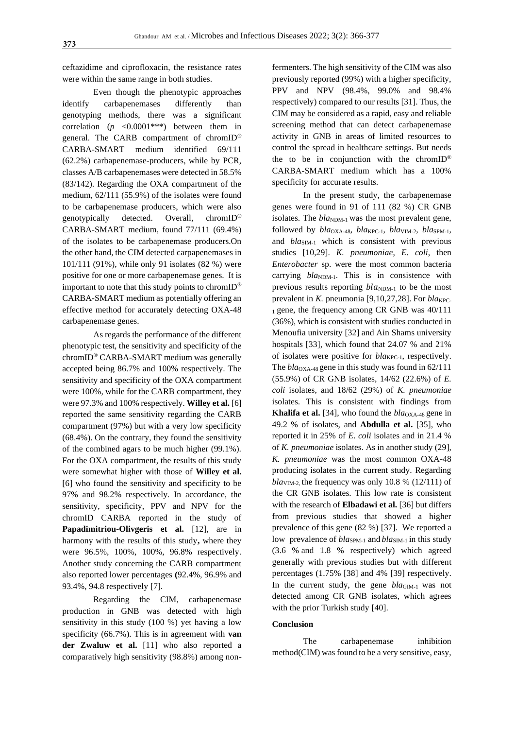ceftazidime and ciprofloxacin, the resistance rates were within the same range in both studies.

Even though the phenotypic approaches identify carbapenemases differently than genotyping methods, there was a significant correlation ($p$ <0.0001***) between them in general. The CARB compartment of chromID® CARBA-SMART medium identified 69/111 (62.2%) carbapenemase-producers, while by PCR, classes A/B carbapenemases were detected in 58.5% (83/142). Regarding the OXA compartment of the medium, 62/111 (55.9%) of the isolates were found to be carbapenemase producers, which were also genotypically detected. Overall, chromID® CARBA-SMART medium, found 77/111 (69.4%) of the isolates to be carbapenemase producers.On the other hand, the CIM detected carpapenemases in 101/111 (91%), while only 91 isolates (82 %) were positive for one or more carbapenemase genes. It is important to note that this study points to chromID® CARBA-SMART medium as potentially offering an effective method for accurately detecting OXA-48 carbapenemase genes.

As regards the performance of the different phenotypic test, the sensitivity and specificity of the chromID® CARBA-SMART medium was generally accepted being 86.7% and 100% respectively. The sensitivity and specificity of the OXA compartment were 100%, while for the CARB compartment, they were 97.3% and 100% respectively. **Willey et al.** [6] reported the same sensitivity regarding the CARB compartment (97%) but with a very low specificity (68.4%). On the contrary, they found the sensitivity of the combined agars to be much higher (99.1%). For the OXA compartment, the results of this study were somewhat higher with those of **Willey et al.** [6] who found the sensitivity and specificity to be 97% and 98.2% respectively. In accordance, the sensitivity, specificity, PPV and NPV for the chromID CARBA reported in the study of **Papadimitriou-Olivgeris et al.** [12], are in harmony with the results of this study**,** where they were 96.5%, 100%, 100%, 96.8% respectively. Another study concerning the CARB compartment also reported lower percentages **(**92.4%, 96.9% and 93.4%, 94.8 respectively [7].

Regarding the CIM, carbapenemase production in GNB was detected with high sensitivity in this study (100 %) yet having a low specificity (66.7%). This is in agreement with **van der Zwaluw et al.** [11] who also reported a comparatively high sensitivity (98.8%) among non-fermenters. The high sensitivity of the CIM was also previously reported (99%) with a higher specificity, PPV and NPV (98.4%, 99.0% and 98.4% respectively) compared to our results [31]. Thus, the CIM may be considered as a rapid, easy and reliable screening method that can detect carbapenemase activity in GNB in areas of limited resources to control the spread in healthcare settings. But needs the to be in conjunction with the chromID® CARBA-SMART medium which has a 100% specificity for accurate results.

In the present study, the carbapenemase genes were found in 91 of 111 (82 %) CR GNB isolates. The *bla*$_{NDM-1}$ was the most prevalent gene, followed by *bla*$_{OXA-48}$, *bla*$_{KPC-1}$, *bla*$_{VIM-2}$, *bla*$_{SPM-1}$, and *bla*$_{SIM-1}$ which is consistent with previous studies [10,29]. *K. pneumoniae*, *E. coli*, then *Enterobacter* sp. were the most common bacteria carrying *bla*$_{NDM-1}$. This is in consistence with previous results reporting *bla*$_{NDM-1}$ to be the most prevalent in *K.* pneumonia [9,10,27,28]. For *bla*$_{KPC-1}$ gene, the frequency among CR GNB was 40/111 (36%), which is consistent with studies conducted in Menoufia university [32] and Ain Shams university hospitals [33], which found that 24.07 % and 21% of isolates were positive for *bla*$_{KPC-1}$, respectively. The *bla*$_{OXA-48}$ gene in this study was found in 62/111 (55.9%) of CR GNB isolates, 14/62 (22.6%) of *E. coli* isolates, and 18/62 (29%) of *K. pneumoniae* isolates. This is consistent with findings from **Khalifa et al.** [34], who found the *bla*$_{OXA-48}$ gene in 49.2 % of isolates, and **Abdulla et al.** [35], who reported it in 25% of *E. coli* isolates and in 21.4 % of *K. pneumoniae* isolates. As in another study (29], *K. pneumoniae* was the most common OXA-48 producing isolates in the current study. Regarding *bla*$_{VIM-2,}$ the frequency was only 10.8 % (12/111) of the CR GNB isolates. This low rate is consistent with the research of **Elbadawi et al.** [36] but differs from previous studies that showed a higher prevalence of this gene (82 %) [37]. We reported a low prevalence of *bla*$_{SPM-1}$ and *bla*$_{SIM-1}$ in this study (3.6 % and 1.8 % respectively) which agreed generally with previous studies but with different percentages (1.75% [38] and 4% [39] respectively. In the current study, the gene *bla*$_{GIM-1}$ was not detected among CR GNB isolates, which agrees with the prior Turkish study [40].

## Conclusion

The carbapenemase inhibition method(CIM) was found to be a very sensitive, easy,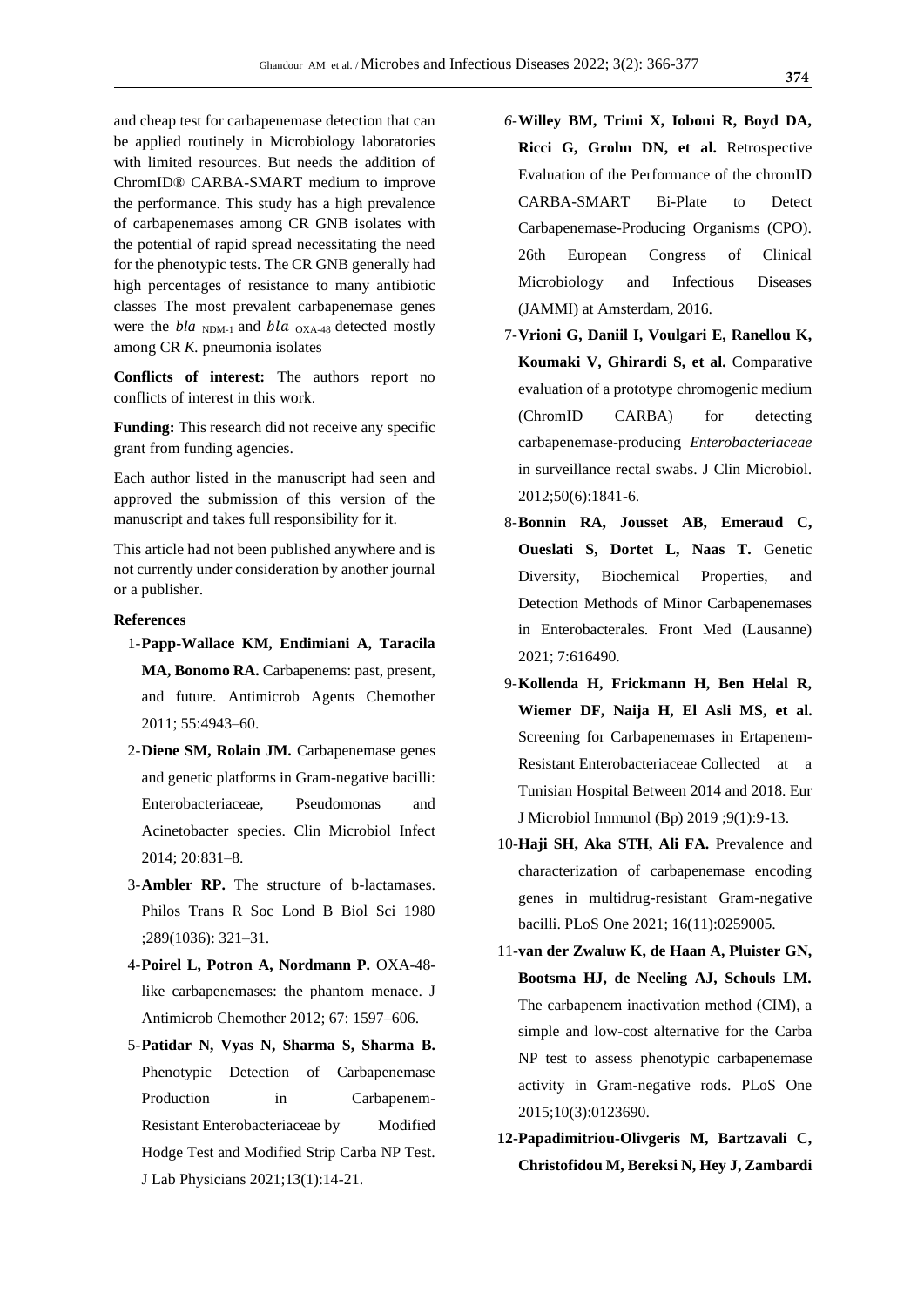and cheap test for carbapenemase detection that can be applied routinely in Microbiology laboratories with limited resources. But needs the addition of ChromID® CARBA-SMART medium to improve the performance. This study has a high prevalence of carbapenemases among CR GNB isolates with the potential of rapid spread necessitating the need for the phenotypic tests. The CR GNB generally had high percentages of resistance to many antibiotic classes The most prevalent carbapenemase genes were the *bla* $_{NDM-1}$ and *bla* $_{OXA-48}$ detected mostly among CR *K.* pneumonia isolates

**Conflicts of interest:** The authors report no conflicts of interest in this work.

**Funding:** This research did not receive any specific grant from funding agencies.

Each author listed in the manuscript had seen and approved the submission of this version of the manuscript and takes full responsibility for it.

This article had not been published anywhere and is not currently under consideration by another journal or a publisher.

**References**

1-**Papp-Wallace KM, Endimiani A, Taracila MA, Bonomo RA.** Carbapenems: past, present, and future. Antimicrob Agents Chemother 2011; 55:4943–60.

2-**Diene SM, Rolain JM.** Carbapenemase genes and genetic platforms in Gram-negative bacilli: Enterobacteriaceae, Pseudomonas and Acinetobacter species. Clin Microbiol Infect 2014; 20:831–8.

3-**Ambler RP.** The structure of b-lactamases. Philos Trans R Soc Lond B Biol Sci 1980 ;289(1036): 321–31.

4-**Poirel L, Potron A, Nordmann P.** OXA-48-like carbapenemases: the phantom menace. J Antimicrob Chemother 2012; 67: 1597–606.

5-**Patidar N, Vyas N, Sharma S, Sharma B.** Phenotypic Detection of Carbapenemase Production in Carbapenem-Resistant Enterobacteriaceae by Modified Hodge Test and Modified Strip Carba NP Test. J Lab Physicians 2021;13(1):14-21.

6-**Willey BM, Trimi X, Ioboni R, Boyd DA, Ricci G, Grohn DN, et al.** Retrospective Evaluation of the Performance of the chromID CARBA-SMART Bi-Plate to Detect Carbapenemase-Producing Organisms (CPO). 26th European Congress of Clinical Microbiology and Infectious Diseases (JAMMI) at Amsterdam, 2016.

7-**Vrioni G, Daniil I, Voulgari E, Ranellou K, Koumaki V, Ghirardi S, et al.** Comparative evaluation of a prototype chromogenic medium (ChromID CARBA) for detecting carbapenemase-producing *Enterobacteriaceae* in surveillance rectal swabs. J Clin Microbiol. 2012;50(6):1841-6.

8-**Bonnin RA, Jousset AB, Emeraud C, Oueslati S, Dortet L, Naas T.** Genetic Diversity, Biochemical Properties, and Detection Methods of Minor Carbapenemases in Enterobacterales. Front Med (Lausanne) 2021; 7:616490.

9-**Kollenda H, Frickmann H, Ben Helal R, Wiemer DF, Naija H, El Asli MS, et al.** Screening for Carbapenemases in Ertapenem-Resistant Enterobacteriaceae Collected at a Tunisian Hospital Between 2014 and 2018. Eur J Microbiol Immunol (Bp) 2019 ;9(1):9-13.

10-**Haji SH, Aka STH, Ali FA.** Prevalence and characterization of carbapenemase encoding genes in multidrug-resistant Gram-negative bacilli. PLoS One 2021; 16(11):0259005.

11-**van der Zwaluw K, de Haan A, Pluister GN, Bootsma HJ, de Neeling AJ, Schouls LM.** The carbapenem inactivation method (CIM), a simple and low-cost alternative for the Carba NP test to assess phenotypic carbapenemase activity in Gram-negative rods. PLoS One 2015;10(3):0123690.

**12-Papadimitriou-Olivgeris M, Bartzavali C, Christofidou M, Bereksi N, Hey J, Zambardi**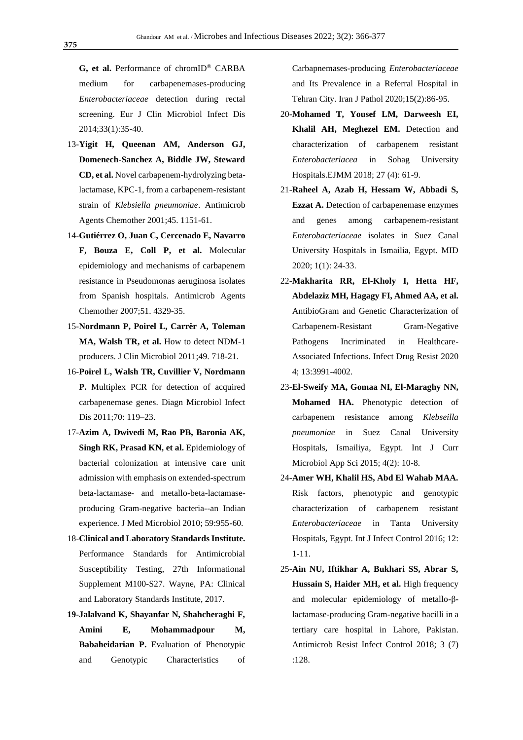**G, et al.** Performance of chromID® CARBA medium for carbapenemases-producing *Enterobacteriaceae* detection during rectal screening. Eur J Clin Microbiol Infect Dis 2014;33(1):35-40.

13-**Yigit H, Queenan AM, Anderson GJ, Domenech-Sanchez A, Biddle JW, Steward CD, et al.** Novel carbapenem-hydrolyzing beta-lactamase, KPC-1, from a carbapenem-resistant strain of *Klebsiella pneumoniae*. Antimicrob Agents Chemother 2001;45. 1151-61.

14-**Gutiérrez O, Juan C, Cercenado E, Navarro F, Bouza E, Coll P, et al.** Molecular epidemiology and mechanisms of carbapenem resistance in Pseudomonas aeruginosa isolates from Spanish hospitals. Antimicrob Agents Chemother 2007;51. 4329-35.

15-**Nordmann P, Poirel L, Carrër A, Toleman MA, Walsh TR, et al.** How to detect NDM-1 producers. J Clin Microbiol 2011;49. 718-21.

16-**Poirel L, Walsh TR, Cuvillier V, Nordmann P.** Multiplex PCR for detection of acquired carbapenemase genes. Diagn Microbiol Infect Dis 2011;70: 119–23.

17-**Azim A, Dwivedi M, Rao PB, Baronia AK, Singh RK, Prasad KN, et al.** Epidemiology of bacterial colonization at intensive care unit admission with emphasis on extended-spectrum beta-lactamase- and metallo-beta-lactamase-producing Gram-negative bacteria--an Indian experience. J Med Microbiol 2010; 59:955-60.

18-**Clinical and Laboratory Standards Institute.** Performance Standards for Antimicrobial Susceptibility Testing, 27th Informational Supplement M100-S27. Wayne, PA: Clinical and Laboratory Standards Institute, 2017.

**19-Jalalvand K, Shayanfar N, Shahcheraghi F, Amini E, Mohammadpour M, Babaheidarian P.** Evaluation of Phenotypic and Genotypic Characteristics of Carbapnemases-producing *Enterobacteriaceae* and Its Prevalence in a Referral Hospital in Tehran City. Iran J Pathol 2020;15(2):86-95.

20-**Mohamed T, Yousef LM, Darweesh EI, Khalil AH, Meghezel EM.** Detection and characterization of carbapenem resistant *Enterobacteriacea* in Sohag University Hospitals.EJMM 2018; 27 (4): 61-9.

21-**Raheel A, Azab H, Hessam W, Abbadi S, Ezzat A.** Detection of carbapenemase enzymes and genes among carbapenem-resistant *Enterobacteriaceae* isolates in Suez Canal University Hospitals in Ismailia, Egypt. MID 2020; 1(1): 24-33.

22-**Makharita RR, El-Kholy I, Hetta HF, Abdelaziz MH, Hagagy FI, Ahmed AA, et al.** AntibioGram and Genetic Characterization of Carbapenem-Resistant Gram-Negative Pathogens Incriminated in Healthcare-Associated Infections. Infect Drug Resist 2020 4; 13:3991-4002.

23-**El-Sweify MA, Gomaa NI, El-Maraghy NN, Mohamed HA.** Phenotypic detection of carbapenem resistance among *Klebseilla pneumoniae* in Suez Canal University Hospitals, Ismailiya, Egypt. Int J Curr Microbiol App Sci 2015; 4(2): 10-8.

24-**Amer WH, Khalil HS, Abd El Wahab MAA.** Risk factors, phenotypic and genotypic characterization of carbapenem resistant *Enterobacteriaceae* in Tanta University Hospitals, Egypt. Int J Infect Control 2016; 12: 1-11.

25-**Ain NU, Iftikhar A, Bukhari SS, Abrar S, Hussain S, Haider MH, et al.** High frequency and molecular epidemiology of metallo-β-lactamase-producing Gram-negative bacilli in a tertiary care hospital in Lahore, Pakistan. Antimicrob Resist Infect Control 2018; 3 (7) :128.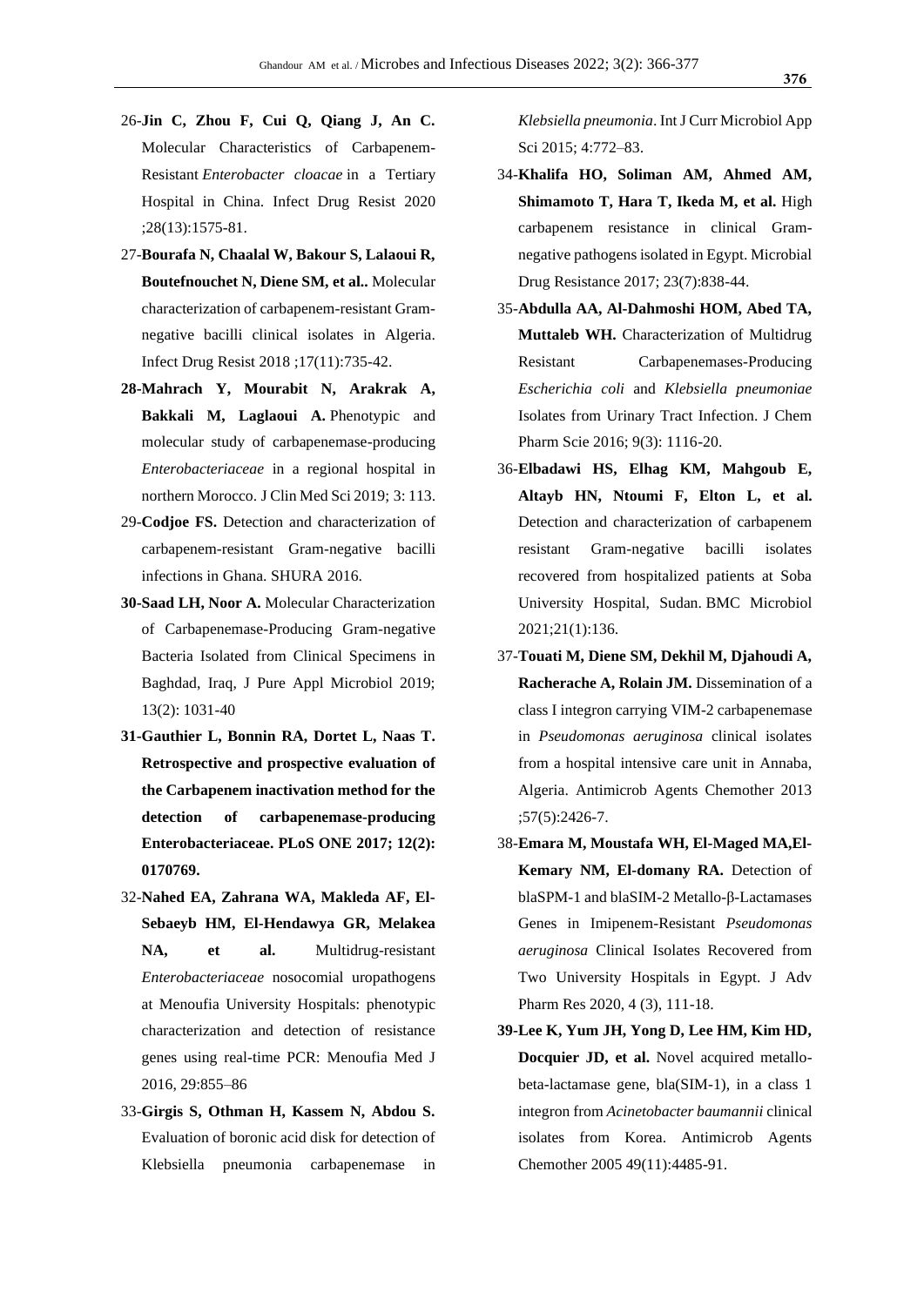26-**Jin C, Zhou F, Cui Q, Qiang J, An C.** Molecular Characteristics of Carbapenem-Resistant *Enterobacter cloacae* in a Tertiary Hospital in China. Infect Drug Resist 2020 ;28(13):1575-81.

27-**Bourafa N, Chaalal W, Bakour S, Lalaoui R, Boutefnouchet N, Diene SM, et al..** Molecular characterization of carbapenem-resistant Gram-negative bacilli clinical isolates in Algeria. Infect Drug Resist 2018 ;17(11):735-42.

**28-Mahrach Y, Mourabit N, Arakrak A, Bakkali M, Laglaoui A.** Phenotypic and molecular study of carbapenemase-producing *Enterobacteriaceae* in a regional hospital in northern Morocco. J Clin Med Sci 2019; 3: 113.

29-**Codjoe FS.** Detection and characterization of carbapenem-resistant Gram-negative bacilli infections in Ghana. SHURA 2016.

**30-Saad LH, Noor A.** Molecular Characterization of Carbapenemase-Producing Gram-negative Bacteria Isolated from Clinical Specimens in Baghdad, Iraq, J Pure Appl Microbiol 2019; 13(2): 1031-40

**31-Gauthier L, Bonnin RA, Dortet L, Naas T. Retrospective and prospective evaluation of the Carbapenem inactivation method for the detection of carbapenemase-producing Enterobacteriaceae. PLoS ONE 2017; 12(2): 0170769.**

32-**Nahed EA, Zahrana WA, Makleda AF, El-Sebaeyb HM, El-Hendawya GR, Melakea NA, et al.** Multidrug-resistant *Enterobacteriaceae* nosocomial uropathogens at Menoufia University Hospitals: phenotypic characterization and detection of resistance genes using real-time PCR: Menoufia Med J 2016, 29:855–86

33-**Girgis S, Othman H, Kassem N, Abdou S.** Evaluation of boronic acid disk for detection of Klebsiella pneumonia carbapenemase in *Klebsiella pneumonia*. Int J Curr Microbiol App Sci 2015; 4:772–83.

34-**Khalifa HO, Soliman AM, Ahmed AM, Shimamoto T, Hara T, Ikeda M, et al.** High carbapenem resistance in clinical Gram-negative pathogens isolated in Egypt. Microbial Drug Resistance 2017; 23(7):838-44.

35-**Abdulla AA, Al-Dahmoshi HOM, Abed TA, Muttaleb WH.** Characterization of Multidrug Resistant Carbapenemases-Producing *Escherichia coli* and *Klebsiella pneumoniae* Isolates from Urinary Tract Infection. J Chem Pharm Scie 2016; 9(3): 1116-20.

36-**Elbadawi HS, Elhag KM, Mahgoub E, Altayb HN, Ntoumi F, Elton L, et al.** Detection and characterization of carbapenem resistant Gram-negative bacilli isolates recovered from hospitalized patients at Soba University Hospital, Sudan. BMC Microbiol 2021;21(1):136.

37-**Touati M, Diene SM, Dekhil M, Djahoudi A, Racherache A, Rolain JM.** Dissemination of a class I integron carrying VIM-2 carbapenemase in *Pseudomonas aeruginosa* clinical isolates from a hospital intensive care unit in Annaba, Algeria. Antimicrob Agents Chemother 2013 ;57(5):2426-7.

38-**Emara M, Moustafa WH, El-Maged MA,El-Kemary NM, El-domany RA.** Detection of blaSPM-1 and blaSIM-2 Metallo-β-Lactamases Genes in Imipenem-Resistant *Pseudomonas aeruginosa* Clinical Isolates Recovered from Two University Hospitals in Egypt. J Adv Pharm Res 2020, 4 (3), 111-18.

**39-Lee K, Yum JH, Yong D, Lee HM, Kim HD, Docquier JD, et al.** Novel acquired metallo-beta-lactamase gene, bla(SIM-1), in a class 1 integron from *Acinetobacter baumannii* clinical isolates from Korea. Antimicrob Agents Chemother 2005 49(11):4485-91.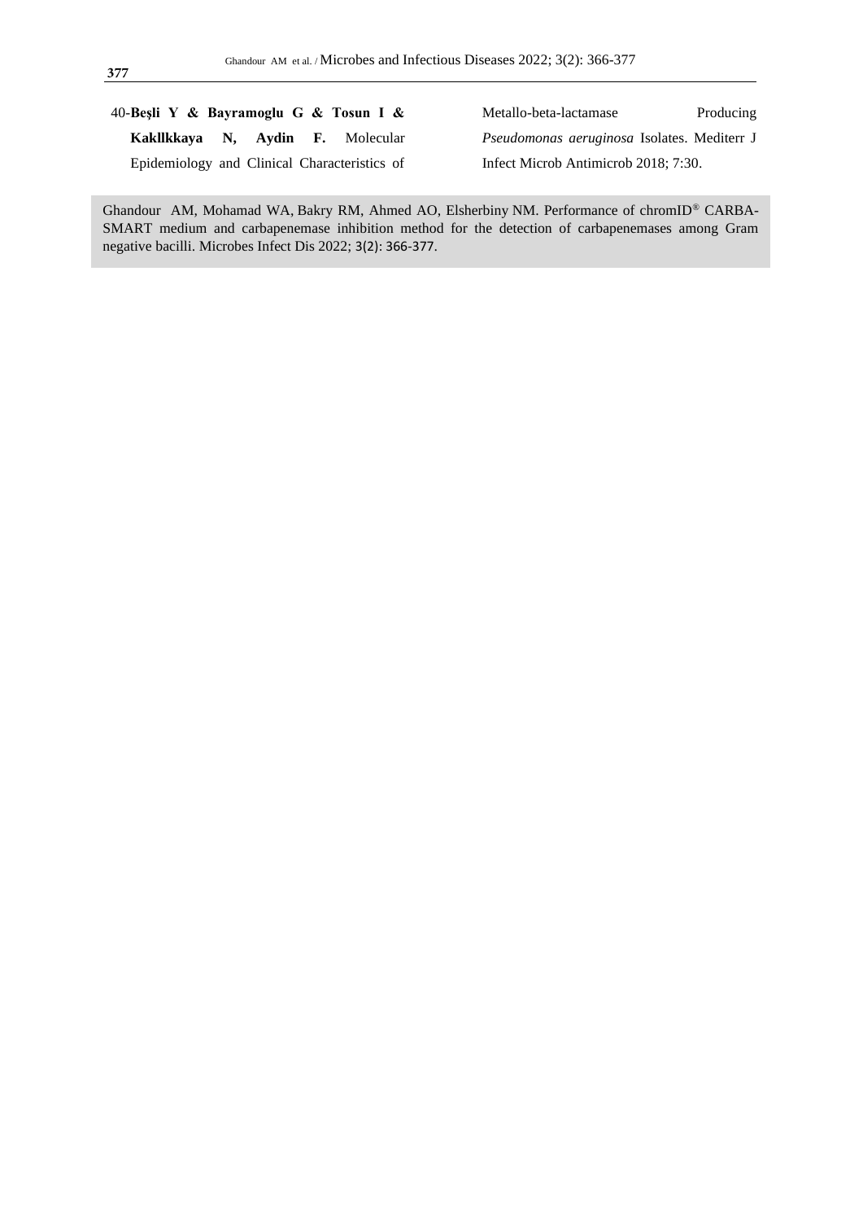40-**Beşli Y & Bayramoglu G & Tosun I & Kakllkkaya N, Aydin F.** Molecular Epidemiology and Clinical Characteristics of Metallo-beta-lactamase Producing *Pseudomonas aeruginosa* Isolates. Mediterr J Infect Microb Antimicrob 2018; 7:30.

Ghandour AM, Mohamad WA, Bakry RM, Ahmed AO, Elsherbiny NM. Performance of chromID® CARBA-SMART medium and carbapenemase inhibition method for the detection of carbapenemases among Gram negative bacilli. Microbes Infect Dis 2022; 3(2): 366-377.